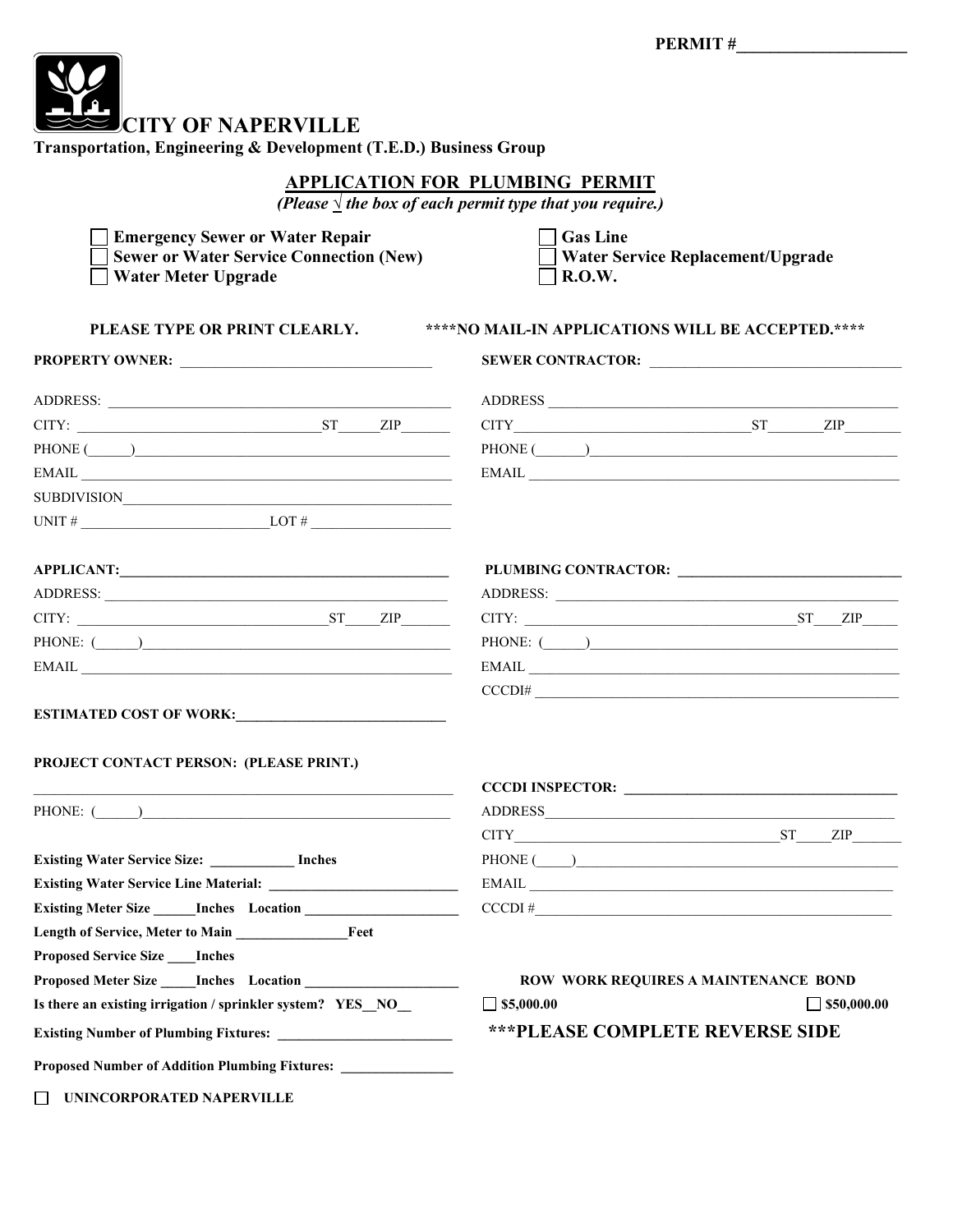PERMIT #____________________

# CITY OF NAPERVILLE

**Transportation, Engineering & Development (T.E.D.) Business Group**

## APPLICATION FOR PLUMBING PERMIT

*(Please √ the box of each permit type that you require.)*

- ☐ **Emergency Sewer or Water Repair**
- ☐ **Sewer or Water Service Connection (New)**
- ☐ **Water Meter Upgrade**
- ☐ **Gas Line**
- ☐ **Water Service Replacement/Upgrade**
- ☐ **R.O.W.**

**PLEASE TYPE OR PRINT CLEARLY.** **\*\*\*\*NO MAIL-IN APPLICATIONS WILL BE ACCEPTED.\*\*\*\***

**PROPERTY OWNER:** ____________________

ADDRESS: ____________________

CITY: ____________________ ST_____ ZIP_______

PHONE (______)____________________

EMAIL ____________________

SUBDIVISION____________________

UNIT # ____________________ LOT # ____________________

**APPLICANT:**____________________

ADDRESS: ____________________

CITY: ____________________ ST_____ ZIP_______

PHONE: (______)____________________

EMAIL ____________________

**ESTIMATED COST OF WORK:**____________________

**PROJECT CONTACT PERSON: (PLEASE PRINT.)**

____________________

PHONE: (______)____________________

**Existing Water Service Size:** ____________ **Inches**

**Existing Water Service Line Material:** ____________________

**Existing Meter Size** ______**Inches Location** ____________________

**Length of Service, Meter to Main** ________________**Feet**

**Proposed Service Size** ____**Inches**

**Proposed Meter Size** _____**Inches Location** ____________________

**Is there an existing irrigation / sprinkler system? YES__NO__**

**Existing Number of Plumbing Fixtures:** ____________________

**Proposed Number of Addition Plumbing Fixtures:** ________________

☐ **UNINCORPORATED NAPERVILLE**

**SEWER CONTRACTOR:** ____________________

ADDRESS ____________________

CITY____________________ ST________ ZIP________

PHONE (_______)____________________

EMAIL ____________________

**PLUMBING CONTRACTOR:** ____________________

ADDRESS: ____________________

CITY: ____________________ ST___ ZIP_____

PHONE: (______)____________________

EMAIL ____________________

CCCDI# ____________________

**CCCDI INSPECTOR:** ____________________

ADDRESS____________________

CITY____________________ ST_____ ZIP_______

PHONE (_____)____________________

EMAIL ____________________

CCCDI #____________________

**ROW WORK REQUIRES A MAINTENANCE BOND**

☐ **$5,000.00** ☐ **$50,000.00**

## \*\*\*PLEASE COMPLETE REVERSE SIDE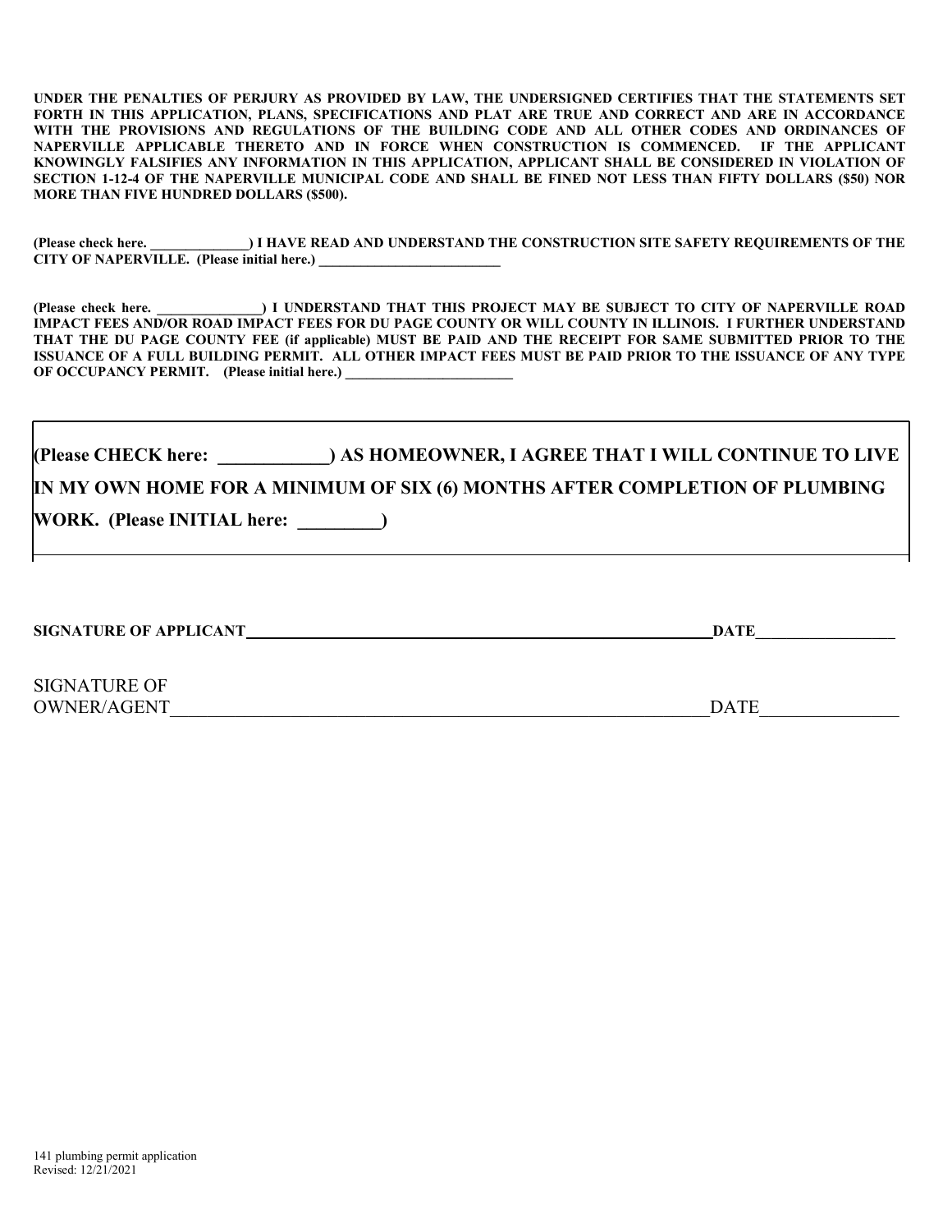**UNDER THE PENALTIES OF PERJURY AS PROVIDED BY LAW, THE UNDERSIGNED CERTIFIES THAT THE STATEMENTS SET FORTH IN THIS APPLICATION, PLANS, SPECIFICATIONS AND PLAT ARE TRUE AND CORRECT AND ARE IN ACCORDANCE WITH THE PROVISIONS AND REGULATIONS OF THE BUILDING CODE AND ALL OTHER CODES AND ORDINANCES OF NAPERVILLE APPLICABLE THERETO AND IN FORCE WHEN CONSTRUCTION IS COMMENCED. IF THE APPLICANT KNOWINGLY FALSIFIES ANY INFORMATION IN THIS APPLICATION, APPLICANT SHALL BE CONSIDERED IN VIOLATION OF SECTION 1-12-4 OF THE NAPERVILLE MUNICIPAL CODE AND SHALL BE FINED NOT LESS THAN FIFTY DOLLARS ($50) NOR MORE THAN FIVE HUNDRED DOLLARS ($500).**

**(Please check here. ______________) I HAVE READ AND UNDERSTAND THE CONSTRUCTION SITE SAFETY REQUIREMENTS OF THE CITY OF NAPERVILLE. (Please initial here.) __________________________**

**(Please check here. _______________) I UNDERSTAND THAT THIS PROJECT MAY BE SUBJECT TO CITY OF NAPERVILLE ROAD IMPACT FEES AND/OR ROAD IMPACT FEES FOR DU PAGE COUNTY OR WILL COUNTY IN ILLINOIS. I FURTHER UNDERSTAND THAT THE DU PAGE COUNTY FEE (if applicable) MUST BE PAID AND THE RECEIPT FOR SAME SUBMITTED PRIOR TO THE ISSUANCE OF A FULL BUILDING PERMIT. ALL OTHER IMPACT FEES MUST BE PAID PRIOR TO THE ISSUANCE OF ANY TYPE OF OCCUPANCY PERMIT. (Please initial here.) _________________________**

**(Please CHECK here: ____________) AS HOMEOWNER, I AGREE THAT I WILL CONTINUE TO LIVE IN MY OWN HOME FOR A MINIMUM OF SIX (6) MONTHS AFTER COMPLETION OF PLUMBING WORK. (Please INITIAL here: _________)**

**SIGNATURE OF APPLICANT**____________________________________________________________**DATE**__________________

SIGNATURE OF OWNER/AGENT____________________________________________________________DATE________________

141 plumbing permit application
Revised: 12/21/2021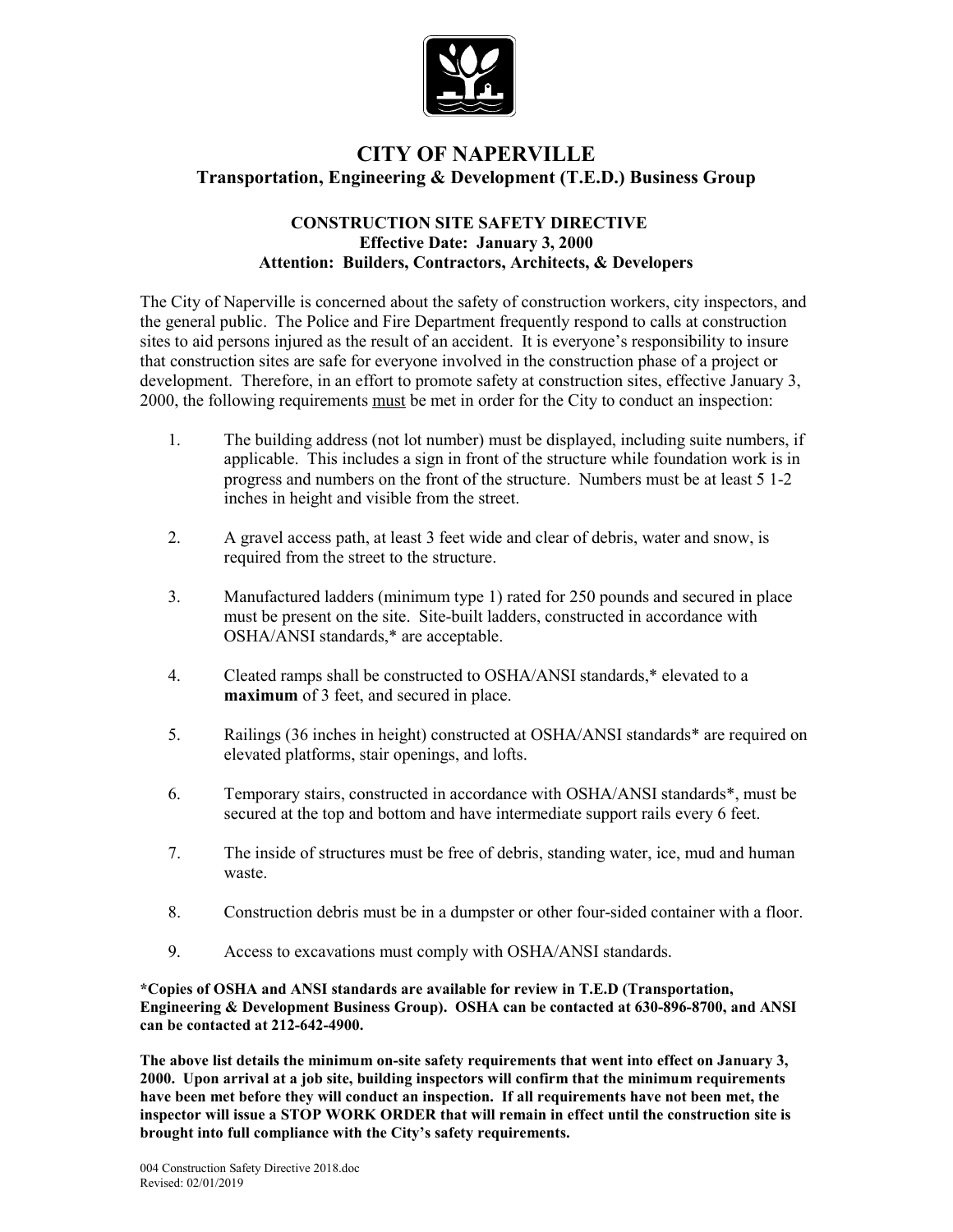# CITY OF NAPERVILLE

## Transportation, Engineering & Development (T.E.D.) Business Group

### CONSTRUCTION SITE SAFETY DIRECTIVE

**Effective Date: January 3, 2000**

**Attention: Builders, Contractors, Architects, & Developers**

The City of Naperville is concerned about the safety of construction workers, city inspectors, and the general public. The Police and Fire Department frequently respond to calls at construction sites to aid persons injured as the result of an accident. It is everyone's responsibility to insure that construction sites are safe for everyone involved in the construction phase of a project or development. Therefore, in an effort to promote safety at construction sites, effective January 3, 2000, the following requirements <u>must</u> be met in order for the City to conduct an inspection:

1. The building address (not lot number) must be displayed, including suite numbers, if applicable. This includes a sign in front of the structure while foundation work is in progress and numbers on the front of the structure. Numbers must be at least 5 1-2 inches in height and visible from the street.

2. A gravel access path, at least 3 feet wide and clear of debris, water and snow, is required from the street to the structure.

3. Manufactured ladders (minimum type 1) rated for 250 pounds and secured in place must be present on the site. Site-built ladders, constructed in accordance with OSHA/ANSI standards,* are acceptable.

4. Cleated ramps shall be constructed to OSHA/ANSI standards,* elevated to a **maximum** of 3 feet, and secured in place.

5. Railings (36 inches in height) constructed at OSHA/ANSI standards* are required on elevated platforms, stair openings, and lofts.

6. Temporary stairs, constructed in accordance with OSHA/ANSI standards*, must be secured at the top and bottom and have intermediate support rails every 6 feet.

7. The inside of structures must be free of debris, standing water, ice, mud and human waste.

8. Construction debris must be in a dumpster or other four-sided container with a floor.

9. Access to excavations must comply with OSHA/ANSI standards.

**\*Copies of OSHA and ANSI standards are available for review in T.E.D (Transportation, Engineering & Development Business Group). OSHA can be contacted at 630-896-8700, and ANSI can be contacted at 212-642-4900.**

**The above list details the minimum on-site safety requirements that went into effect on January 3, 2000. Upon arrival at a job site, building inspectors will confirm that the minimum requirements have been met before they will conduct an inspection. If all requirements have not been met, the inspector will issue a STOP WORK ORDER that will remain in effect until the construction site is brought into full compliance with the City's safety requirements.**

004 Construction Safety Directive 2018.doc
Revised: 02/01/2019